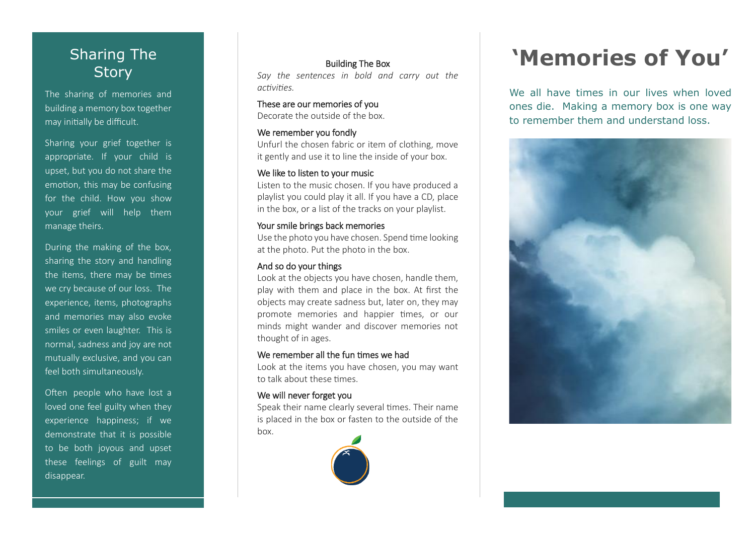## Sharing The Story

The sharing of memories and building a memory box together may initially be difficult.

Sharing your grief together is appropriate. If your child is upset, but you do not share the emotion, this may be confusing for the child. How you show your grief will help them manage theirs.

During the making of the box, sharing the story and handling the items, there may be times we cry because of our loss. The experience, items, photographs and memories may also evoke smiles or even laughter. This is normal, sadness and joy are not mutually exclusive, and you can feel both simultaneously.

Often people who have lost a loved one feel guilty when they experience happiness; if we demonstrate that it is possible to be both joyous and upset these feelings of guilt may disappear.

## Building The Box

*Say the sentences in bold and carry out the activities.*

**These are our memories of you**
Decorate the outside of the box.

**We remember you fondly**
Unfurl the chosen fabric or item of clothing, move it gently and use it to line the inside of your box.

**We like to listen to your music**
Listen to the music chosen. If you have produced a playlist you could play it all. If you have a CD, place in the box, or a list of the tracks on your playlist.

**Your smile brings back memories**
Use the photo you have chosen. Spend time looking at the photo. Put the photo in the box.

**And so do your things**
Look at the objects you have chosen, handle them, play with them and place in the box. At first the objects may create sadness but, later on, they may promote memories and happier times, or our minds might wander and discover memories not thought of in ages.

**We remember all the fun times we had**
Look at the items you have chosen, you may want to talk about these times.

**We will never forget you**
Speak their name clearly several times. Their name is placed in the box or fasten to the outside of the box.

# 'Memories of You'

We all have times in our lives when loved ones die. Making a memory box is one way to remember them and understand loss.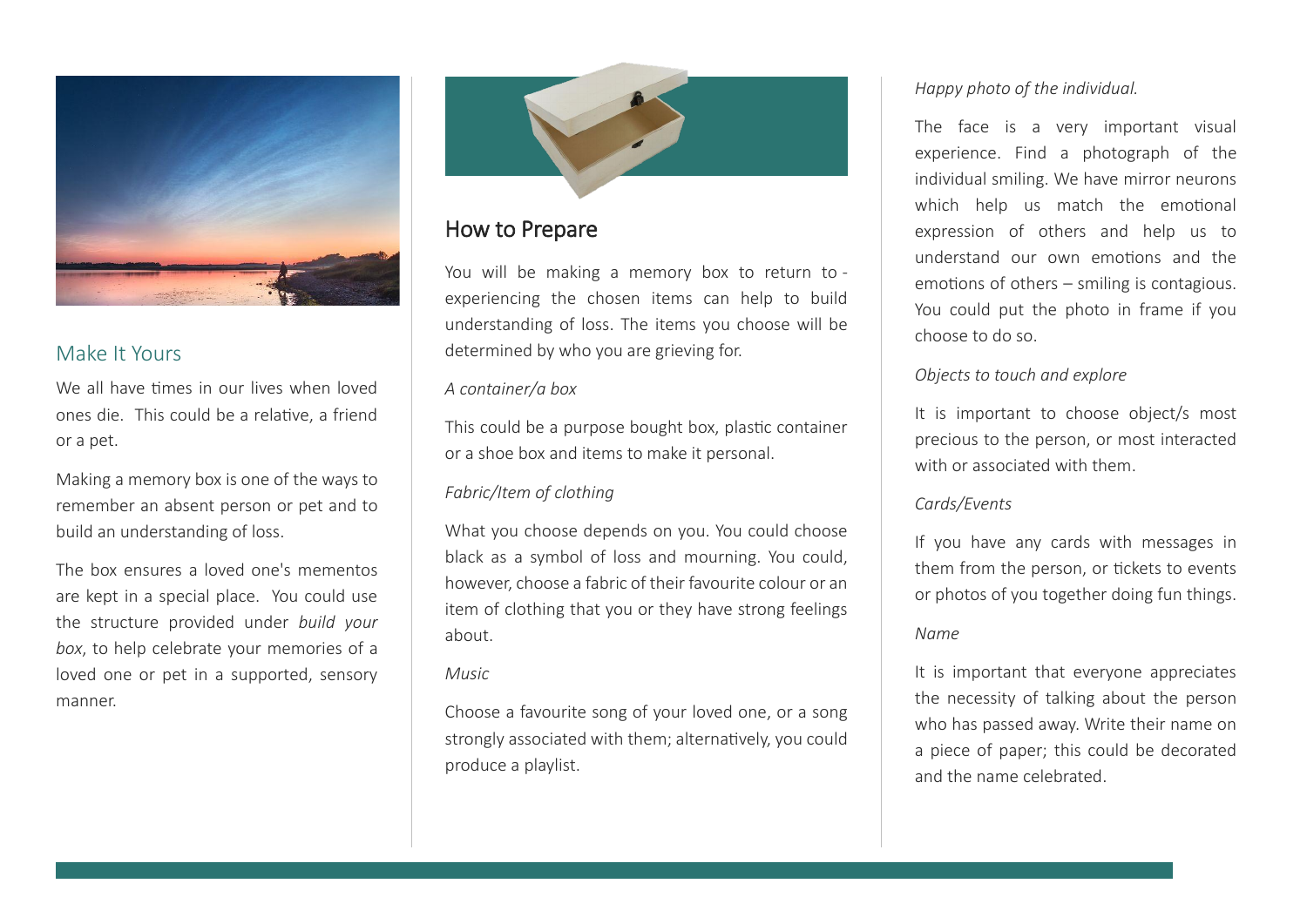## Make It Yours

We all have times in our lives when loved ones die. This could be a relative, a friend or a pet.

Making a memory box is one of the ways to remember an absent person or pet and to build an understanding of loss.

The box ensures a loved one's mementos are kept in a special place. You could use the structure provided under *build your box*, to help celebrate your memories of a loved one or pet in a supported, sensory manner.

## How to Prepare

You will be making a memory box to return to - experiencing the chosen items can help to build understanding of loss. The items you choose will be determined by who you are grieving for.

*A container/a box*

This could be a purpose bought box, plastic container or a shoe box and items to make it personal.

*Fabric/Item of clothing*

What you choose depends on you. You could choose black as a symbol of loss and mourning. You could, however, choose a fabric of their favourite colour or an item of clothing that you or they have strong feelings about.

*Music*

Choose a favourite song of your loved one, or a song strongly associated with them; alternatively, you could produce a playlist.

*Happy photo of the individual.*

The face is a very important visual experience. Find a photograph of the individual smiling. We have mirror neurons which help us match the emotional expression of others and help us to understand our own emotions and the emotions of others – smiling is contagious. You could put the photo in frame if you choose to do so.

*Objects to touch and explore*

It is important to choose object/s most precious to the person, or most interacted with or associated with them.

*Cards/Events*

If you have any cards with messages in them from the person, or tickets to events or photos of you together doing fun things.

*Name*

It is important that everyone appreciates the necessity of talking about the person who has passed away. Write their name on a piece of paper; this could be decorated and the name celebrated.